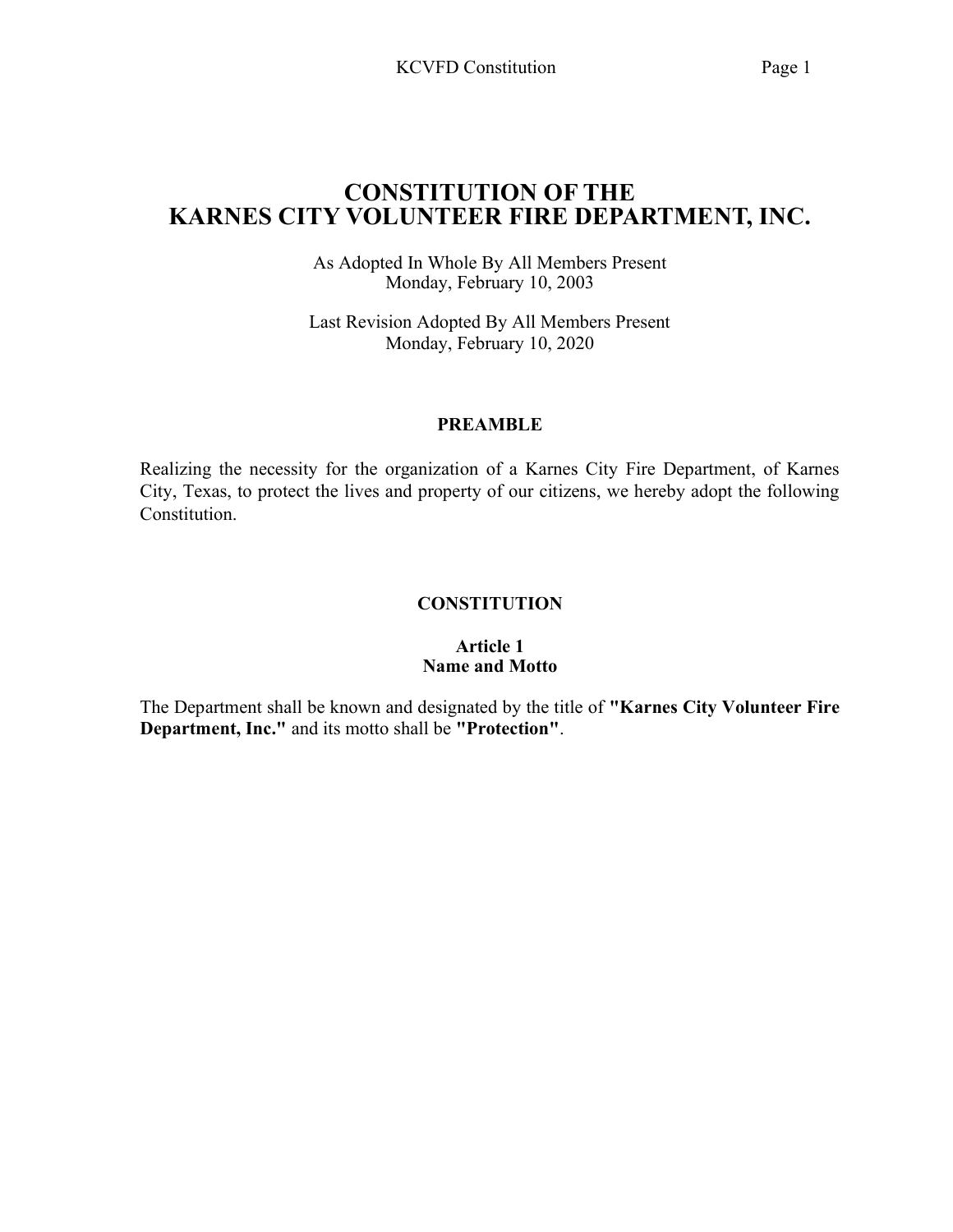# CONSTITUTION OF THE KARNES CITY VOLUNTEER FIRE DEPARTMENT, INC.

As Adopted In Whole By All Members Present
Monday, February 10, 2003

Last Revision Adopted By All Members Present
Monday, February 10, 2020

## PREAMBLE

Realizing the necessity for the organization of a Karnes City Fire Department, of Karnes City, Texas, to protect the lives and property of our citizens, we hereby adopt the following Constitution.

## CONSTITUTION

### Article 1
### Name and Motto

The Department shall be known and designated by the title of **"Karnes City Volunteer Fire Department, Inc."** and its motto shall be **"Protection"**.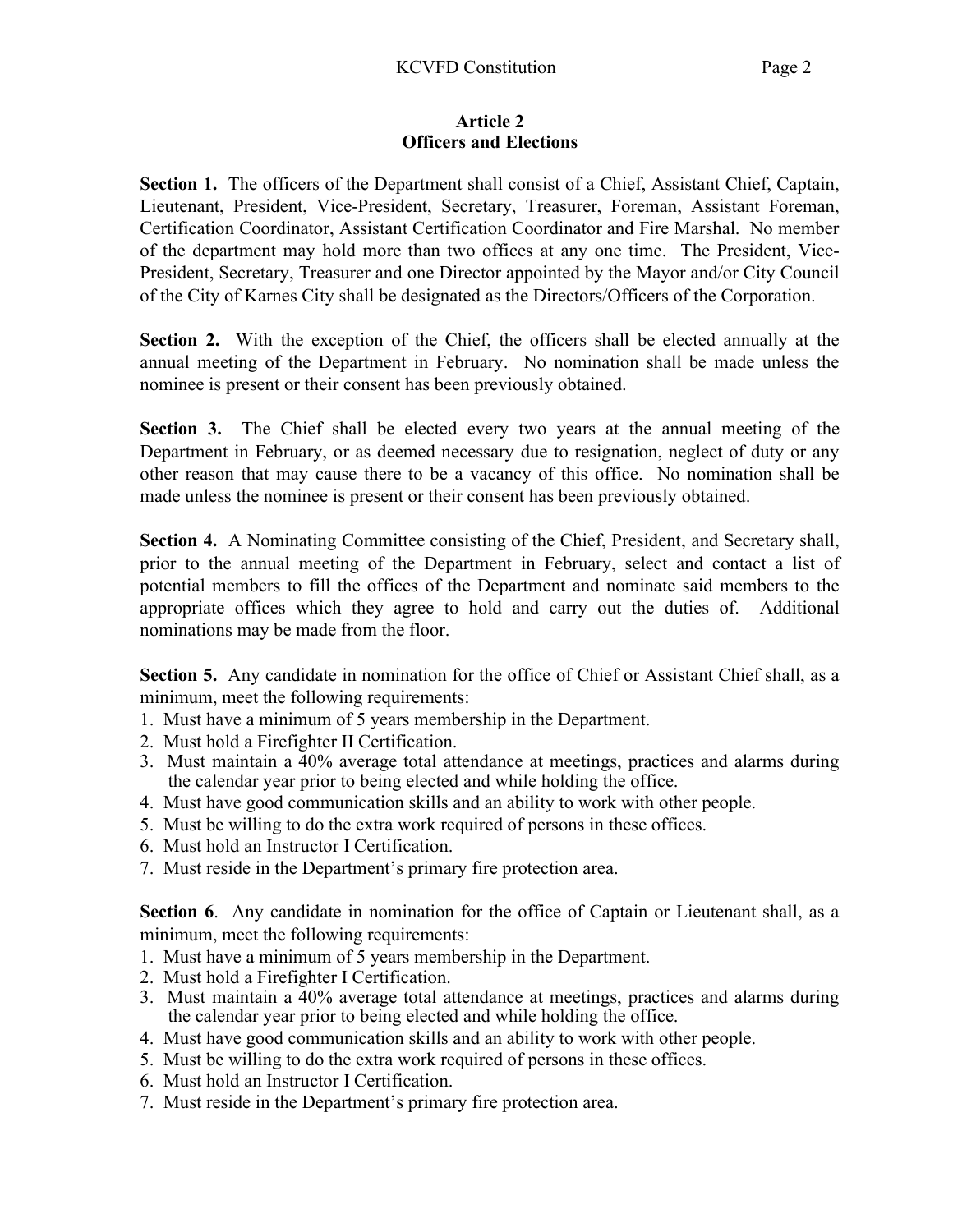## Article 2
## Officers and Elections

**Section 1.** The officers of the Department shall consist of a Chief, Assistant Chief, Captain, Lieutenant, President, Vice-President, Secretary, Treasurer, Foreman, Assistant Foreman, Certification Coordinator, Assistant Certification Coordinator and Fire Marshal. No member of the department may hold more than two offices at any one time. The President, Vice-President, Secretary, Treasurer and one Director appointed by the Mayor and/or City Council of the City of Karnes City shall be designated as the Directors/Officers of the Corporation.

**Section 2.** With the exception of the Chief, the officers shall be elected annually at the annual meeting of the Department in February. No nomination shall be made unless the nominee is present or their consent has been previously obtained.

**Section 3.** The Chief shall be elected every two years at the annual meeting of the Department in February, or as deemed necessary due to resignation, neglect of duty or any other reason that may cause there to be a vacancy of this office. No nomination shall be made unless the nominee is present or their consent has been previously obtained.

**Section 4.** A Nominating Committee consisting of the Chief, President, and Secretary shall, prior to the annual meeting of the Department in February, select and contact a list of potential members to fill the offices of the Department and nominate said members to the appropriate offices which they agree to hold and carry out the duties of. Additional nominations may be made from the floor.

**Section 5.** Any candidate in nomination for the office of Chief or Assistant Chief shall, as a minimum, meet the following requirements:

1. Must have a minimum of 5 years membership in the Department.
2. Must hold a Firefighter II Certification.
3. Must maintain a 40% average total attendance at meetings, practices and alarms during the calendar year prior to being elected and while holding the office.
4. Must have good communication skills and an ability to work with other people.
5. Must be willing to do the extra work required of persons in these offices.
6. Must hold an Instructor I Certification.
7. Must reside in the Department's primary fire protection area.

**Section 6**. Any candidate in nomination for the office of Captain or Lieutenant shall, as a minimum, meet the following requirements:

1. Must have a minimum of 5 years membership in the Department.
2. Must hold a Firefighter I Certification.
3. Must maintain a 40% average total attendance at meetings, practices and alarms during the calendar year prior to being elected and while holding the office.
4. Must have good communication skills and an ability to work with other people.
5. Must be willing to do the extra work required of persons in these offices.
6. Must hold an Instructor I Certification.
7. Must reside in the Department's primary fire protection area.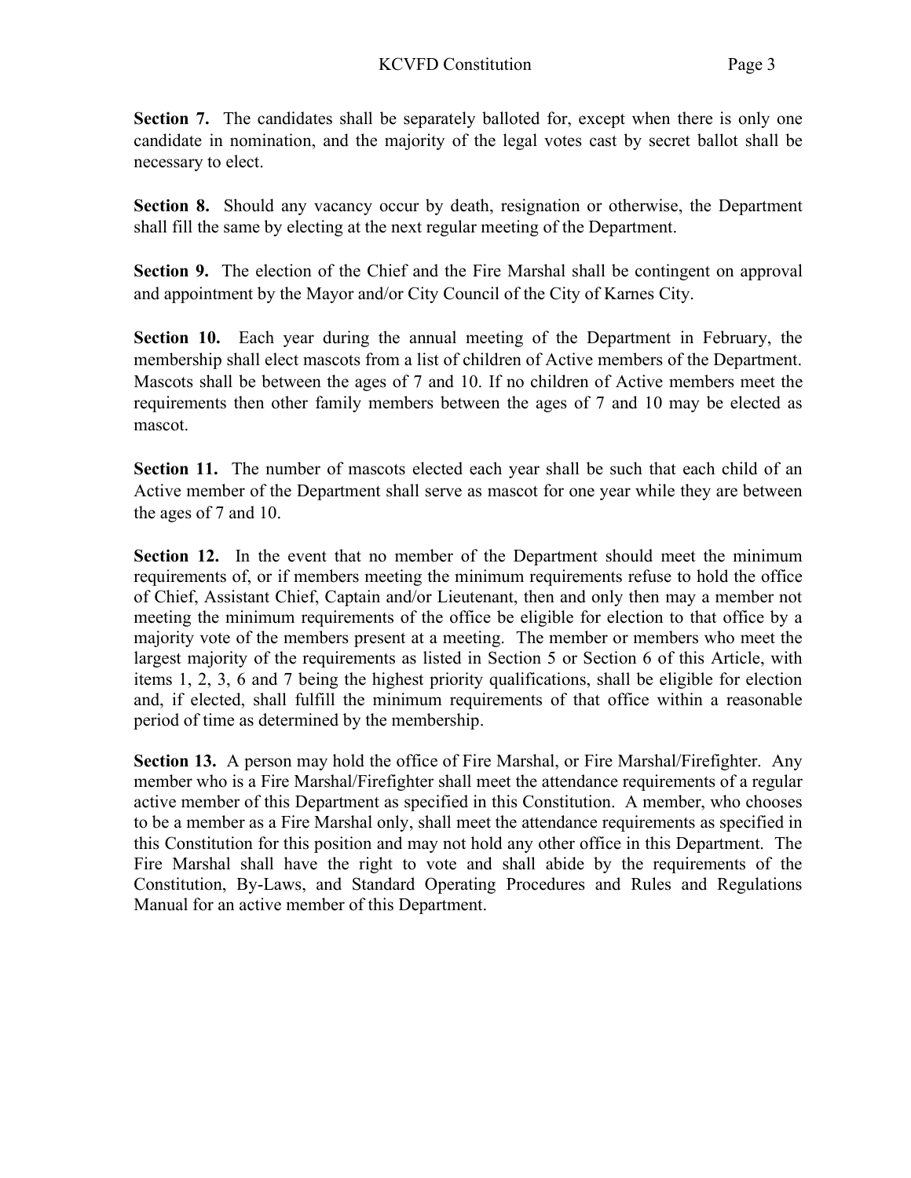**Section 7.** The candidates shall be separately balloted for, except when there is only one candidate in nomination, and the majority of the legal votes cast by secret ballot shall be necessary to elect.

**Section 8.** Should any vacancy occur by death, resignation or otherwise, the Department shall fill the same by electing at the next regular meeting of the Department.

**Section 9.** The election of the Chief and the Fire Marshal shall be contingent on approval and appointment by the Mayor and/or City Council of the City of Karnes City.

**Section 10.** Each year during the annual meeting of the Department in February, the membership shall elect mascots from a list of children of Active members of the Department. Mascots shall be between the ages of 7 and 10. If no children of Active members meet the requirements then other family members between the ages of 7 and 10 may be elected as mascot.

**Section 11.** The number of mascots elected each year shall be such that each child of an Active member of the Department shall serve as mascot for one year while they are between the ages of 7 and 10.

**Section 12.** In the event that no member of the Department should meet the minimum requirements of, or if members meeting the minimum requirements refuse to hold the office of Chief, Assistant Chief, Captain and/or Lieutenant, then and only then may a member not meeting the minimum requirements of the office be eligible for election to that office by a majority vote of the members present at a meeting. The member or members who meet the largest majority of the requirements as listed in Section 5 or Section 6 of this Article, with items 1, 2, 3, 6 and 7 being the highest priority qualifications, shall be eligible for election and, if elected, shall fulfill the minimum requirements of that office within a reasonable period of time as determined by the membership.

**Section 13.** A person may hold the office of Fire Marshal, or Fire Marshal/Firefighter. Any member who is a Fire Marshal/Firefighter shall meet the attendance requirements of a regular active member of this Department as specified in this Constitution. A member, who chooses to be a member as a Fire Marshal only, shall meet the attendance requirements as specified in this Constitution for this position and may not hold any other office in this Department. The Fire Marshal shall have the right to vote and shall abide by the requirements of the Constitution, By-Laws, and Standard Operating Procedures and Rules and Regulations Manual for an active member of this Department.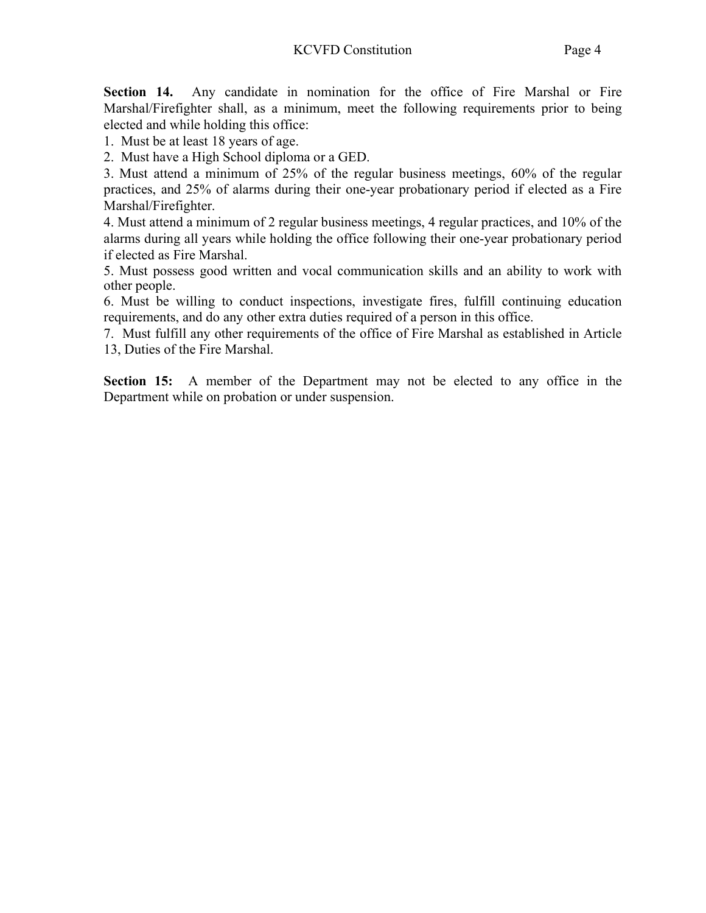**Section 14.** Any candidate in nomination for the office of Fire Marshal or Fire Marshal/Firefighter shall, as a minimum, meet the following requirements prior to being elected and while holding this office:

1. Must be at least 18 years of age.
2. Must have a High School diploma or a GED.
3. Must attend a minimum of 25% of the regular business meetings, 60% of the regular practices, and 25% of alarms during their one-year probationary period if elected as a Fire Marshal/Firefighter.
4. Must attend a minimum of 2 regular business meetings, 4 regular practices, and 10% of the alarms during all years while holding the office following their one-year probationary period if elected as Fire Marshal.
5. Must possess good written and vocal communication skills and an ability to work with other people.
6. Must be willing to conduct inspections, investigate fires, fulfill continuing education requirements, and do any other extra duties required of a person in this office.
7. Must fulfill any other requirements of the office of Fire Marshal as established in Article 13, Duties of the Fire Marshal.

**Section 15:** A member of the Department may not be elected to any office in the Department while on probation or under suspension.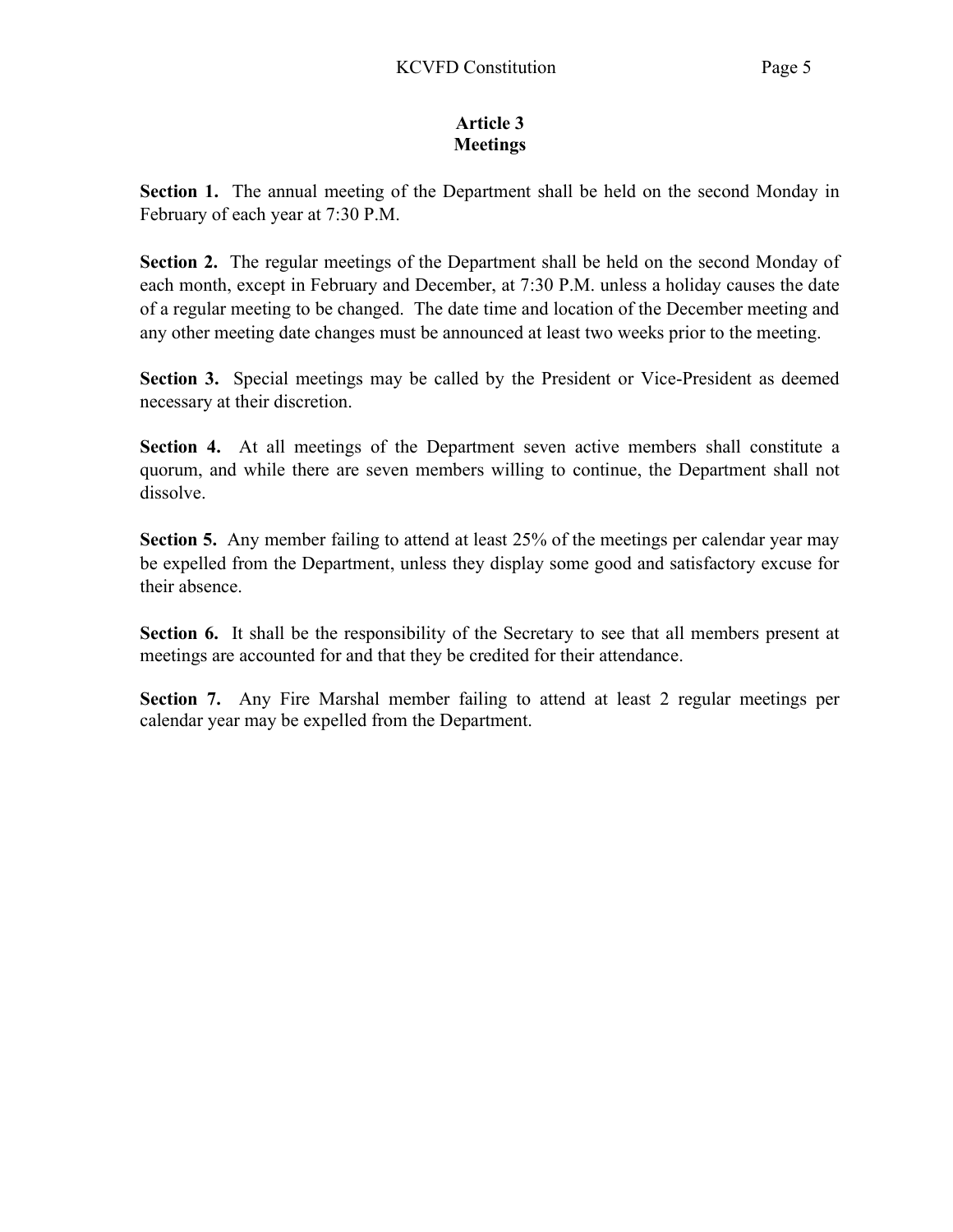## Article 3
## Meetings

**Section 1.** The annual meeting of the Department shall be held on the second Monday in February of each year at 7:30 P.M.

**Section 2.** The regular meetings of the Department shall be held on the second Monday of each month, except in February and December, at 7:30 P.M. unless a holiday causes the date of a regular meeting to be changed. The date time and location of the December meeting and any other meeting date changes must be announced at least two weeks prior to the meeting.

**Section 3.** Special meetings may be called by the President or Vice-President as deemed necessary at their discretion.

**Section 4.** At all meetings of the Department seven active members shall constitute a quorum, and while there are seven members willing to continue, the Department shall not dissolve.

**Section 5.** Any member failing to attend at least 25% of the meetings per calendar year may be expelled from the Department, unless they display some good and satisfactory excuse for their absence.

**Section 6.** It shall be the responsibility of the Secretary to see that all members present at meetings are accounted for and that they be credited for their attendance.

**Section 7.** Any Fire Marshal member failing to attend at least 2 regular meetings per calendar year may be expelled from the Department.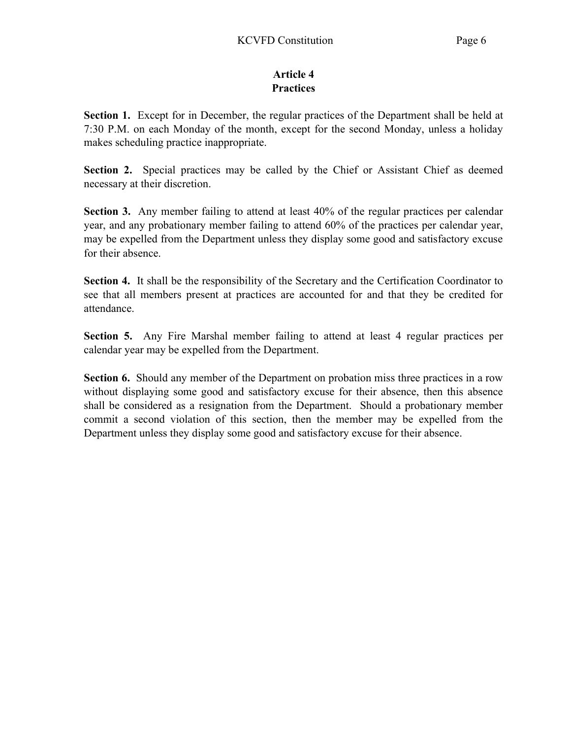## Article 4
## Practices

**Section 1.** Except for in December, the regular practices of the Department shall be held at 7:30 P.M. on each Monday of the month, except for the second Monday, unless a holiday makes scheduling practice inappropriate.

**Section 2.** Special practices may be called by the Chief or Assistant Chief as deemed necessary at their discretion.

**Section 3.** Any member failing to attend at least 40% of the regular practices per calendar year, and any probationary member failing to attend 60% of the practices per calendar year, may be expelled from the Department unless they display some good and satisfactory excuse for their absence.

**Section 4.** It shall be the responsibility of the Secretary and the Certification Coordinator to see that all members present at practices are accounted for and that they be credited for attendance.

**Section 5.** Any Fire Marshal member failing to attend at least 4 regular practices per calendar year may be expelled from the Department.

**Section 6.** Should any member of the Department on probation miss three practices in a row without displaying some good and satisfactory excuse for their absence, then this absence shall be considered as a resignation from the Department. Should a probationary member commit a second violation of this section, then the member may be expelled from the Department unless they display some good and satisfactory excuse for their absence.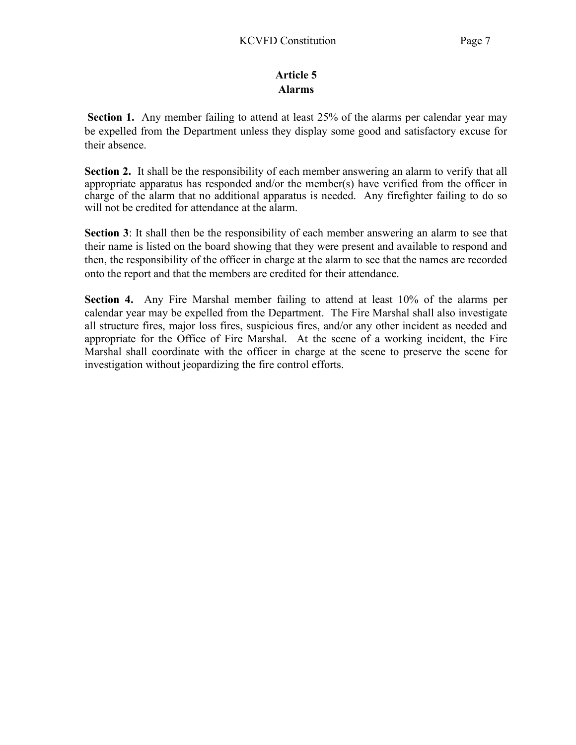# Article 5
## Alarms

**Section 1.** Any member failing to attend at least 25% of the alarms per calendar year may be expelled from the Department unless they display some good and satisfactory excuse for their absence.

**Section 2.** It shall be the responsibility of each member answering an alarm to verify that all appropriate apparatus has responded and/or the member(s) have verified from the officer in charge of the alarm that no additional apparatus is needed. Any firefighter failing to do so will not be credited for attendance at the alarm.

**Section 3**: It shall then be the responsibility of each member answering an alarm to see that their name is listed on the board showing that they were present and available to respond and then, the responsibility of the officer in charge at the alarm to see that the names are recorded onto the report and that the members are credited for their attendance.

**Section 4.** Any Fire Marshal member failing to attend at least 10% of the alarms per calendar year may be expelled from the Department. The Fire Marshal shall also investigate all structure fires, major loss fires, suspicious fires, and/or any other incident as needed and appropriate for the Office of Fire Marshal. At the scene of a working incident, the Fire Marshal shall coordinate with the officer in charge at the scene to preserve the scene for investigation without jeopardizing the fire control efforts.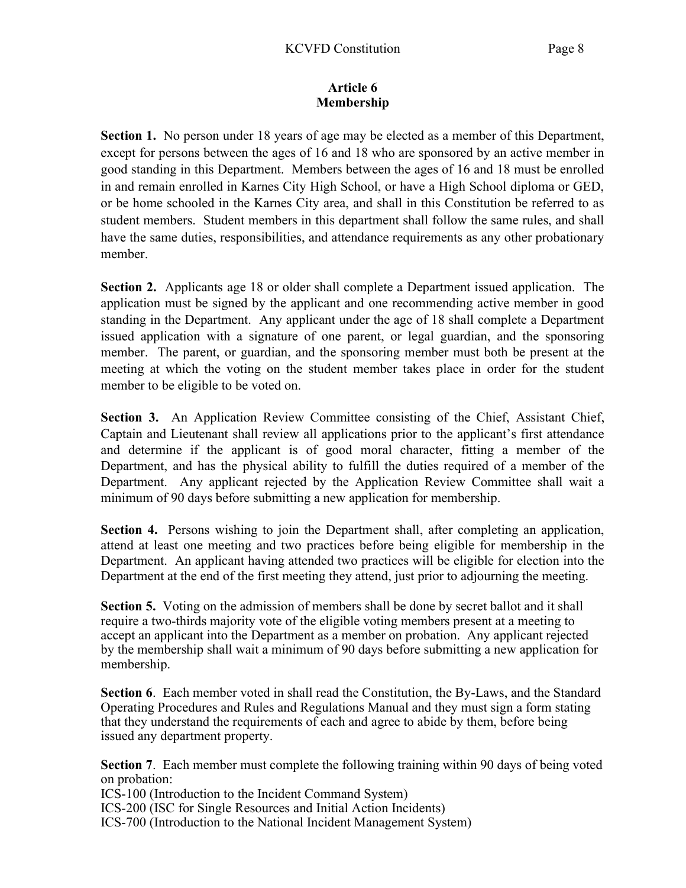# Article 6
# Membership

**Section 1.** No person under 18 years of age may be elected as a member of this Department, except for persons between the ages of 16 and 18 who are sponsored by an active member in good standing in this Department. Members between the ages of 16 and 18 must be enrolled in and remain enrolled in Karnes City High School, or have a High School diploma or GED, or be home schooled in the Karnes City area, and shall in this Constitution be referred to as student members. Student members in this department shall follow the same rules, and shall have the same duties, responsibilities, and attendance requirements as any other probationary member.

**Section 2.** Applicants age 18 or older shall complete a Department issued application. The application must be signed by the applicant and one recommending active member in good standing in the Department. Any applicant under the age of 18 shall complete a Department issued application with a signature of one parent, or legal guardian, and the sponsoring member. The parent, or guardian, and the sponsoring member must both be present at the meeting at which the voting on the student member takes place in order for the student member to be eligible to be voted on.

**Section 3.** An Application Review Committee consisting of the Chief, Assistant Chief, Captain and Lieutenant shall review all applications prior to the applicant's first attendance and determine if the applicant is of good moral character, fitting a member of the Department, and has the physical ability to fulfill the duties required of a member of the Department. Any applicant rejected by the Application Review Committee shall wait a minimum of 90 days before submitting a new application for membership.

**Section 4.** Persons wishing to join the Department shall, after completing an application, attend at least one meeting and two practices before being eligible for membership in the Department. An applicant having attended two practices will be eligible for election into the Department at the end of the first meeting they attend, just prior to adjourning the meeting.

**Section 5.** Voting on the admission of members shall be done by secret ballot and it shall require a two-thirds majority vote of the eligible voting members present at a meeting to accept an applicant into the Department as a member on probation. Any applicant rejected by the membership shall wait a minimum of 90 days before submitting a new application for membership.

**Section 6**. Each member voted in shall read the Constitution, the By-Laws, and the Standard Operating Procedures and Rules and Regulations Manual and they must sign a form stating that they understand the requirements of each and agree to abide by them, before being issued any department property.

**Section 7**. Each member must complete the following training within 90 days of being voted on probation:

ICS-100 (Introduction to the Incident Command System)
ICS-200 (ISC for Single Resources and Initial Action Incidents)
ICS-700 (Introduction to the National Incident Management System)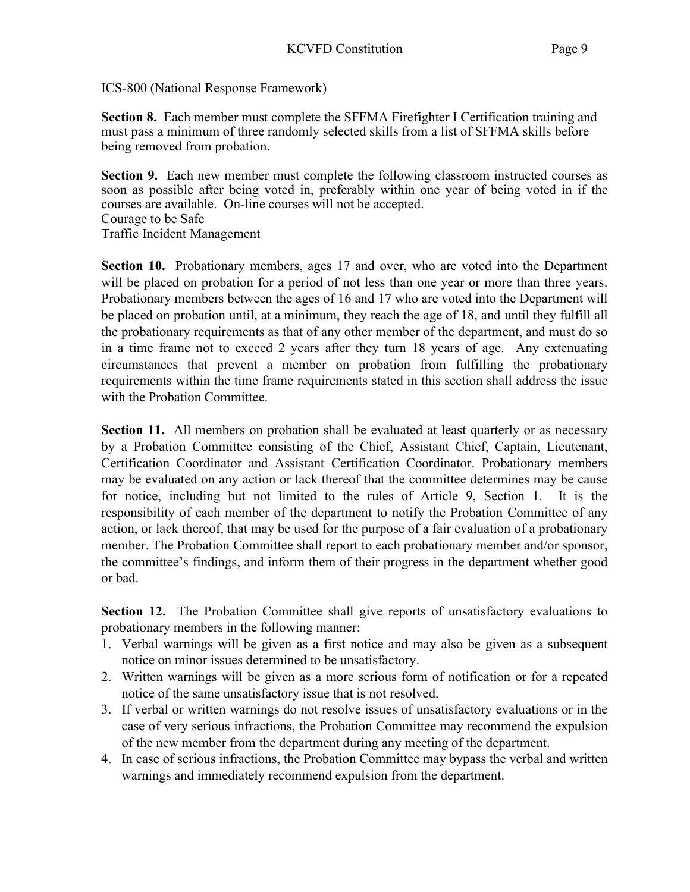ICS-800 (National Response Framework)

**Section 8.** Each member must complete the SFFMA Firefighter I Certification training and must pass a minimum of three randomly selected skills from a list of SFFMA skills before being removed from probation.

**Section 9.** Each new member must complete the following classroom instructed courses as soon as possible after being voted in, preferably within one year of being voted in if the courses are available. On-line courses will not be accepted.
Courage to be Safe
Traffic Incident Management

**Section 10.** Probationary members, ages 17 and over, who are voted into the Department will be placed on probation for a period of not less than one year or more than three years. Probationary members between the ages of 16 and 17 who are voted into the Department will be placed on probation until, at a minimum, they reach the age of 18, and until they fulfill all the probationary requirements as that of any other member of the department, and must do so in a time frame not to exceed 2 years after they turn 18 years of age. Any extenuating circumstances that prevent a member on probation from fulfilling the probationary requirements within the time frame requirements stated in this section shall address the issue with the Probation Committee.

**Section 11.** All members on probation shall be evaluated at least quarterly or as necessary by a Probation Committee consisting of the Chief, Assistant Chief, Captain, Lieutenant, Certification Coordinator and Assistant Certification Coordinator. Probationary members may be evaluated on any action or lack thereof that the committee determines may be cause for notice, including but not limited to the rules of Article 9, Section 1. It is the responsibility of each member of the department to notify the Probation Committee of any action, or lack thereof, that may be used for the purpose of a fair evaluation of a probationary member. The Probation Committee shall report to each probationary member and/or sponsor, the committee's findings, and inform them of their progress in the department whether good or bad.

**Section 12.** The Probation Committee shall give reports of unsatisfactory evaluations to probationary members in the following manner:

1. Verbal warnings will be given as a first notice and may also be given as a subsequent notice on minor issues determined to be unsatisfactory.
2. Written warnings will be given as a more serious form of notification or for a repeated notice of the same unsatisfactory issue that is not resolved.
3. If verbal or written warnings do not resolve issues of unsatisfactory evaluations or in the case of very serious infractions, the Probation Committee may recommend the expulsion of the new member from the department during any meeting of the department.
4. In case of serious infractions, the Probation Committee may bypass the verbal and written warnings and immediately recommend expulsion from the department.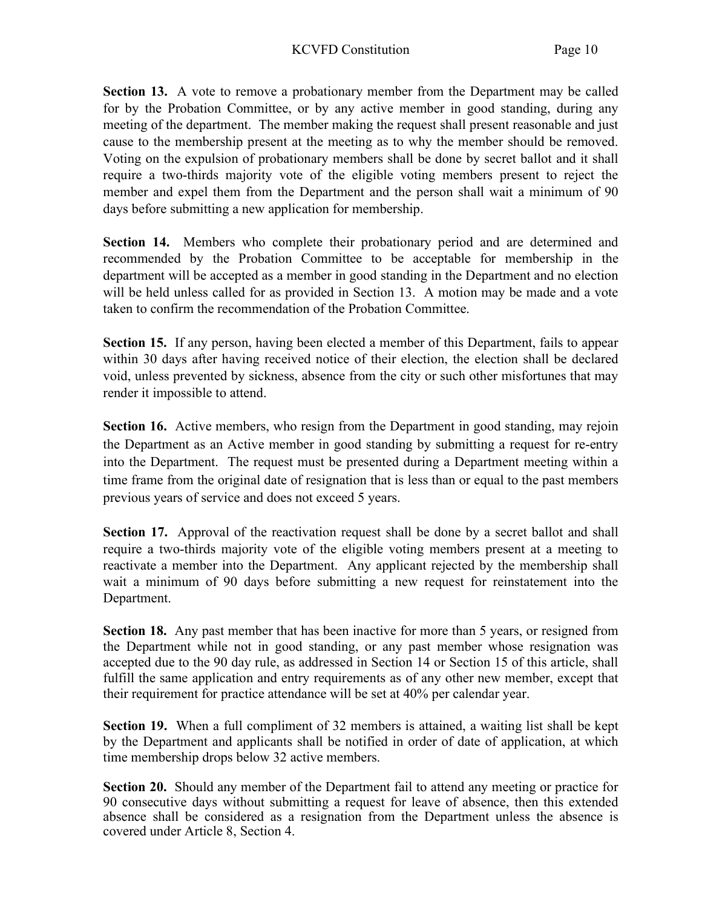**Section 13.** A vote to remove a probationary member from the Department may be called for by the Probation Committee, or by any active member in good standing, during any meeting of the department. The member making the request shall present reasonable and just cause to the membership present at the meeting as to why the member should be removed. Voting on the expulsion of probationary members shall be done by secret ballot and it shall require a two-thirds majority vote of the eligible voting members present to reject the member and expel them from the Department and the person shall wait a minimum of 90 days before submitting a new application for membership.

**Section 14.** Members who complete their probationary period and are determined and recommended by the Probation Committee to be acceptable for membership in the department will be accepted as a member in good standing in the Department and no election will be held unless called for as provided in Section 13. A motion may be made and a vote taken to confirm the recommendation of the Probation Committee.

**Section 15.** If any person, having been elected a member of this Department, fails to appear within 30 days after having received notice of their election, the election shall be declared void, unless prevented by sickness, absence from the city or such other misfortunes that may render it impossible to attend.

**Section 16.** Active members, who resign from the Department in good standing, may rejoin the Department as an Active member in good standing by submitting a request for re-entry into the Department. The request must be presented during a Department meeting within a time frame from the original date of resignation that is less than or equal to the past members previous years of service and does not exceed 5 years.

**Section 17.** Approval of the reactivation request shall be done by a secret ballot and shall require a two-thirds majority vote of the eligible voting members present at a meeting to reactivate a member into the Department. Any applicant rejected by the membership shall wait a minimum of 90 days before submitting a new request for reinstatement into the Department.

**Section 18.** Any past member that has been inactive for more than 5 years, or resigned from the Department while not in good standing, or any past member whose resignation was accepted due to the 90 day rule, as addressed in Section 14 or Section 15 of this article, shall fulfill the same application and entry requirements as of any other new member, except that their requirement for practice attendance will be set at 40% per calendar year.

**Section 19.** When a full compliment of 32 members is attained, a waiting list shall be kept by the Department and applicants shall be notified in order of date of application, at which time membership drops below 32 active members.

**Section 20.** Should any member of the Department fail to attend any meeting or practice for 90 consecutive days without submitting a request for leave of absence, then this extended absence shall be considered as a resignation from the Department unless the absence is covered under Article 8, Section 4.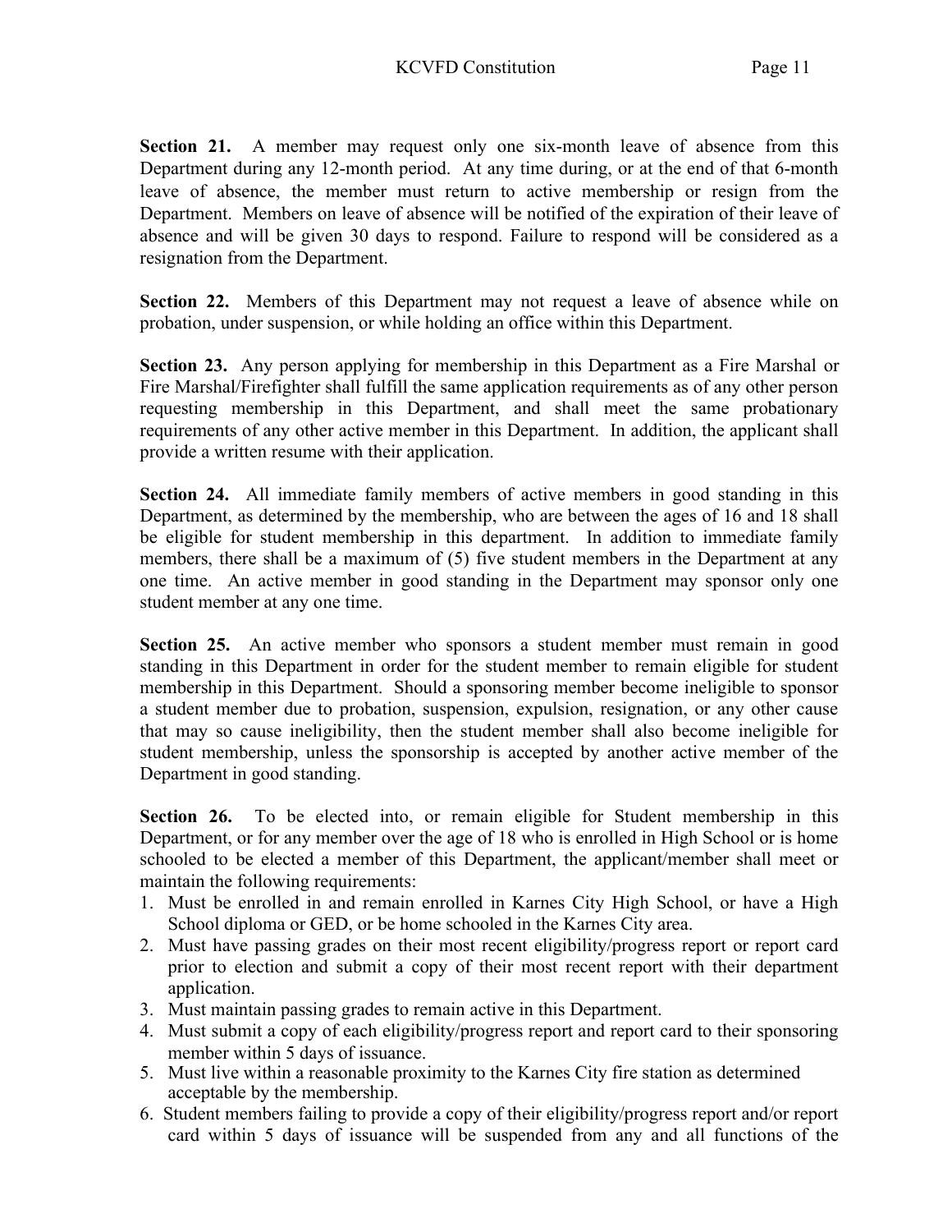**Section 21.** A member may request only one six-month leave of absence from this Department during any 12-month period. At any time during, or at the end of that 6-month leave of absence, the member must return to active membership or resign from the Department. Members on leave of absence will be notified of the expiration of their leave of absence and will be given 30 days to respond. Failure to respond will be considered as a resignation from the Department.

**Section 22.** Members of this Department may not request a leave of absence while on probation, under suspension, or while holding an office within this Department.

**Section 23.** Any person applying for membership in this Department as a Fire Marshal or Fire Marshal/Firefighter shall fulfill the same application requirements as of any other person requesting membership in this Department, and shall meet the same probationary requirements of any other active member in this Department. In addition, the applicant shall provide a written resume with their application.

**Section 24.** All immediate family members of active members in good standing in this Department, as determined by the membership, who are between the ages of 16 and 18 shall be eligible for student membership in this department. In addition to immediate family members, there shall be a maximum of (5) five student members in the Department at any one time. An active member in good standing in the Department may sponsor only one student member at any one time.

**Section 25.** An active member who sponsors a student member must remain in good standing in this Department in order for the student member to remain eligible for student membership in this Department. Should a sponsoring member become ineligible to sponsor a student member due to probation, suspension, expulsion, resignation, or any other cause that may so cause ineligibility, then the student member shall also become ineligible for student membership, unless the sponsorship is accepted by another active member of the Department in good standing.

**Section 26.** To be elected into, or remain eligible for Student membership in this Department, or for any member over the age of 18 who is enrolled in High School or is home schooled to be elected a member of this Department, the applicant/member shall meet or maintain the following requirements:

1. Must be enrolled in and remain enrolled in Karnes City High School, or have a High School diploma or GED, or be home schooled in the Karnes City area.
2. Must have passing grades on their most recent eligibility/progress report or report card prior to election and submit a copy of their most recent report with their department application.
3. Must maintain passing grades to remain active in this Department.
4. Must submit a copy of each eligibility/progress report and report card to their sponsoring member within 5 days of issuance.
5. Must live within a reasonable proximity to the Karnes City fire station as determined acceptable by the membership.
6. Student members failing to provide a copy of their eligibility/progress report and/or report card within 5 days of issuance will be suspended from any and all functions of the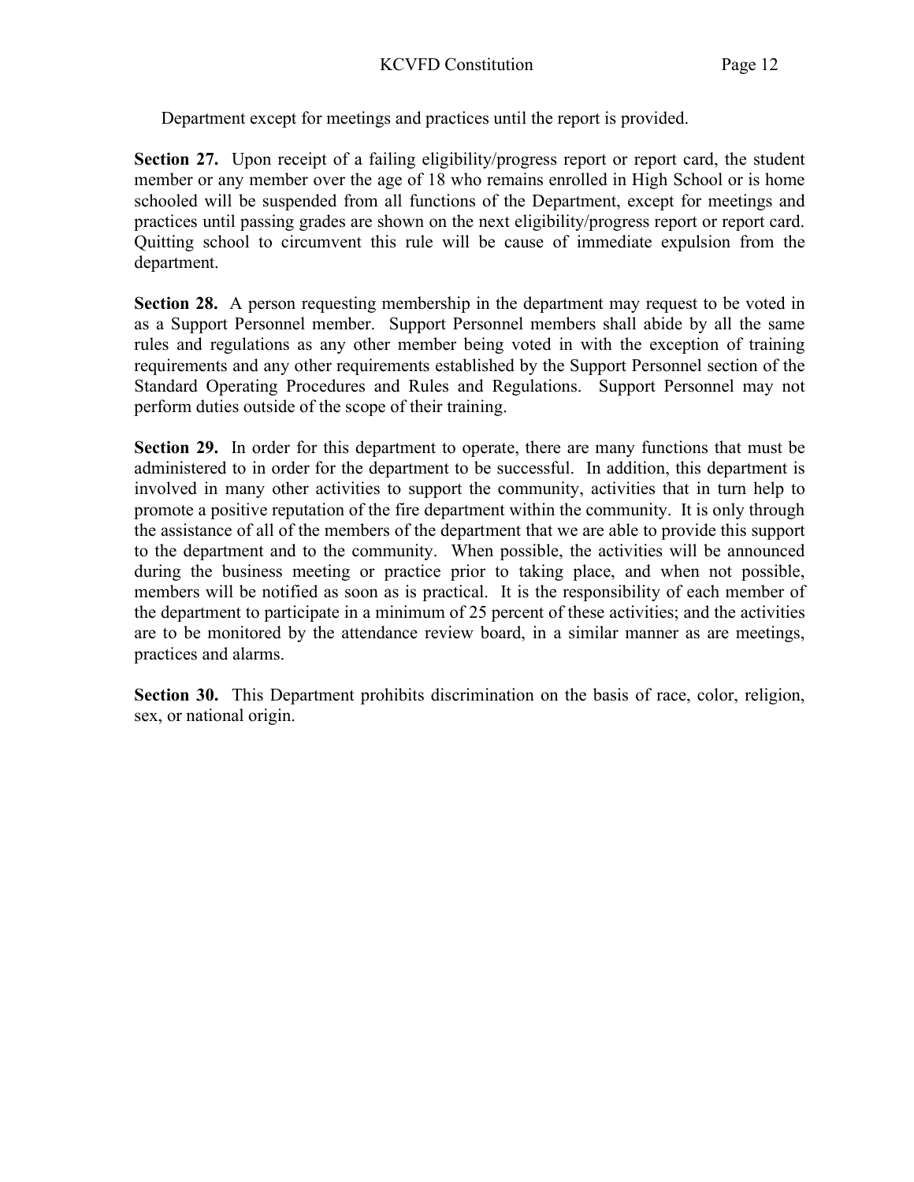Department except for meetings and practices until the report is provided.

**Section 27.** Upon receipt of a failing eligibility/progress report or report card, the student member or any member over the age of 18 who remains enrolled in High School or is home schooled will be suspended from all functions of the Department, except for meetings and practices until passing grades are shown on the next eligibility/progress report or report card. Quitting school to circumvent this rule will be cause of immediate expulsion from the department.

**Section 28.** A person requesting membership in the department may request to be voted in as a Support Personnel member. Support Personnel members shall abide by all the same rules and regulations as any other member being voted in with the exception of training requirements and any other requirements established by the Support Personnel section of the Standard Operating Procedures and Rules and Regulations. Support Personnel may not perform duties outside of the scope of their training.

**Section 29.** In order for this department to operate, there are many functions that must be administered to in order for the department to be successful. In addition, this department is involved in many other activities to support the community, activities that in turn help to promote a positive reputation of the fire department within the community. It is only through the assistance of all of the members of the department that we are able to provide this support to the department and to the community. When possible, the activities will be announced during the business meeting or practice prior to taking place, and when not possible, members will be notified as soon as is practical. It is the responsibility of each member of the department to participate in a minimum of 25 percent of these activities; and the activities are to be monitored by the attendance review board, in a similar manner as are meetings, practices and alarms.

**Section 30.** This Department prohibits discrimination on the basis of race, color, religion, sex, or national origin.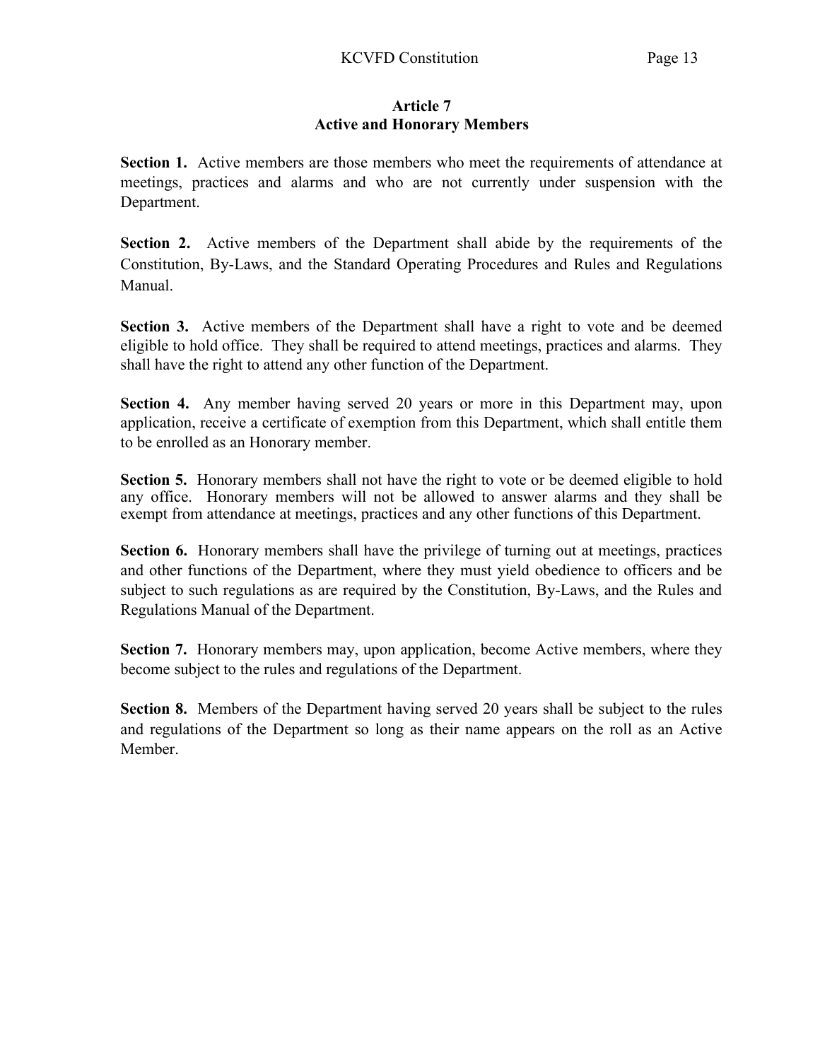## Article 7
## Active and Honorary Members

**Section 1.** Active members are those members who meet the requirements of attendance at meetings, practices and alarms and who are not currently under suspension with the Department.

**Section 2.** Active members of the Department shall abide by the requirements of the Constitution, By-Laws, and the Standard Operating Procedures and Rules and Regulations Manual.

**Section 3.** Active members of the Department shall have a right to vote and be deemed eligible to hold office. They shall be required to attend meetings, practices and alarms. They shall have the right to attend any other function of the Department.

**Section 4.** Any member having served 20 years or more in this Department may, upon application, receive a certificate of exemption from this Department, which shall entitle them to be enrolled as an Honorary member.

**Section 5.** Honorary members shall not have the right to vote or be deemed eligible to hold any office. Honorary members will not be allowed to answer alarms and they shall be exempt from attendance at meetings, practices and any other functions of this Department.

**Section 6.** Honorary members shall have the privilege of turning out at meetings, practices and other functions of the Department, where they must yield obedience to officers and be subject to such regulations as are required by the Constitution, By-Laws, and the Rules and Regulations Manual of the Department.

**Section 7.** Honorary members may, upon application, become Active members, where they become subject to the rules and regulations of the Department.

**Section 8.** Members of the Department having served 20 years shall be subject to the rules and regulations of the Department so long as their name appears on the roll as an Active Member.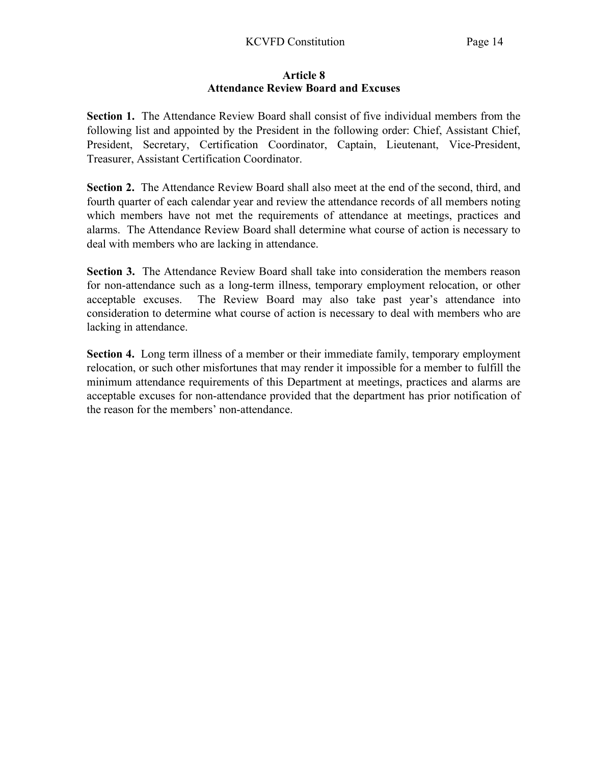## Article 8
## Attendance Review Board and Excuses

**Section 1.** The Attendance Review Board shall consist of five individual members from the following list and appointed by the President in the following order: Chief, Assistant Chief, President, Secretary, Certification Coordinator, Captain, Lieutenant, Vice-President, Treasurer, Assistant Certification Coordinator.

**Section 2.** The Attendance Review Board shall also meet at the end of the second, third, and fourth quarter of each calendar year and review the attendance records of all members noting which members have not met the requirements of attendance at meetings, practices and alarms. The Attendance Review Board shall determine what course of action is necessary to deal with members who are lacking in attendance.

**Section 3.** The Attendance Review Board shall take into consideration the members reason for non-attendance such as a long-term illness, temporary employment relocation, or other acceptable excuses. The Review Board may also take past year's attendance into consideration to determine what course of action is necessary to deal with members who are lacking in attendance.

**Section 4.** Long term illness of a member or their immediate family, temporary employment relocation, or such other misfortunes that may render it impossible for a member to fulfill the minimum attendance requirements of this Department at meetings, practices and alarms are acceptable excuses for non-attendance provided that the department has prior notification of the reason for the members' non-attendance.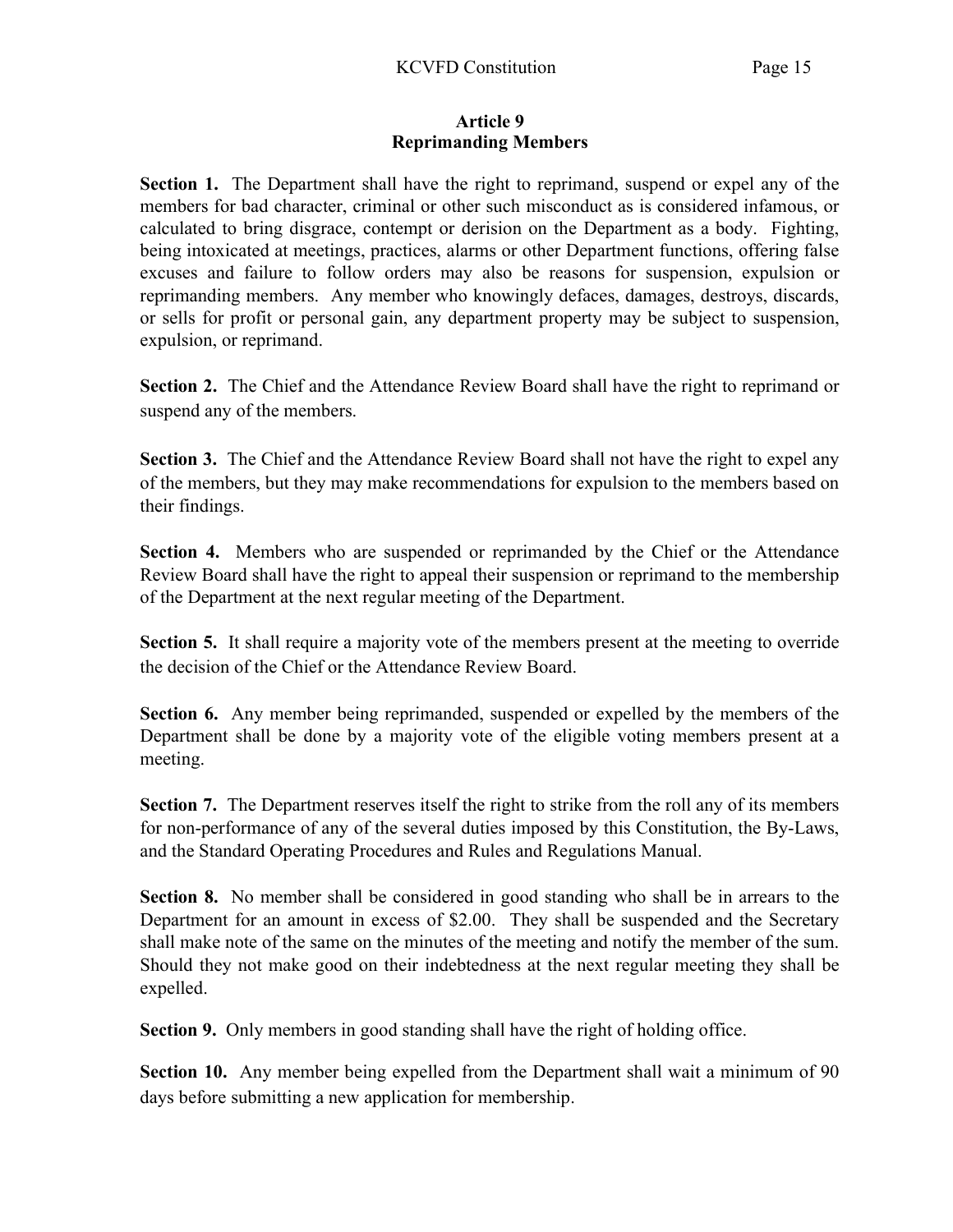## Article 9
## Reprimanding Members

**Section 1.** The Department shall have the right to reprimand, suspend or expel any of the members for bad character, criminal or other such misconduct as is considered infamous, or calculated to bring disgrace, contempt or derision on the Department as a body. Fighting, being intoxicated at meetings, practices, alarms or other Department functions, offering false excuses and failure to follow orders may also be reasons for suspension, expulsion or reprimanding members. Any member who knowingly defaces, damages, destroys, discards, or sells for profit or personal gain, any department property may be subject to suspension, expulsion, or reprimand.

**Section 2.** The Chief and the Attendance Review Board shall have the right to reprimand or suspend any of the members.

**Section 3.** The Chief and the Attendance Review Board shall not have the right to expel any of the members, but they may make recommendations for expulsion to the members based on their findings.

**Section 4.** Members who are suspended or reprimanded by the Chief or the Attendance Review Board shall have the right to appeal their suspension or reprimand to the membership of the Department at the next regular meeting of the Department.

**Section 5.** It shall require a majority vote of the members present at the meeting to override the decision of the Chief or the Attendance Review Board.

**Section 6.** Any member being reprimanded, suspended or expelled by the members of the Department shall be done by a majority vote of the eligible voting members present at a meeting.

**Section 7.** The Department reserves itself the right to strike from the roll any of its members for non-performance of any of the several duties imposed by this Constitution, the By-Laws, and the Standard Operating Procedures and Rules and Regulations Manual.

**Section 8.** No member shall be considered in good standing who shall be in arrears to the Department for an amount in excess of $2.00. They shall be suspended and the Secretary shall make note of the same on the minutes of the meeting and notify the member of the sum. Should they not make good on their indebtedness at the next regular meeting they shall be expelled.

**Section 9.** Only members in good standing shall have the right of holding office.

**Section 10.** Any member being expelled from the Department shall wait a minimum of 90 days before submitting a new application for membership.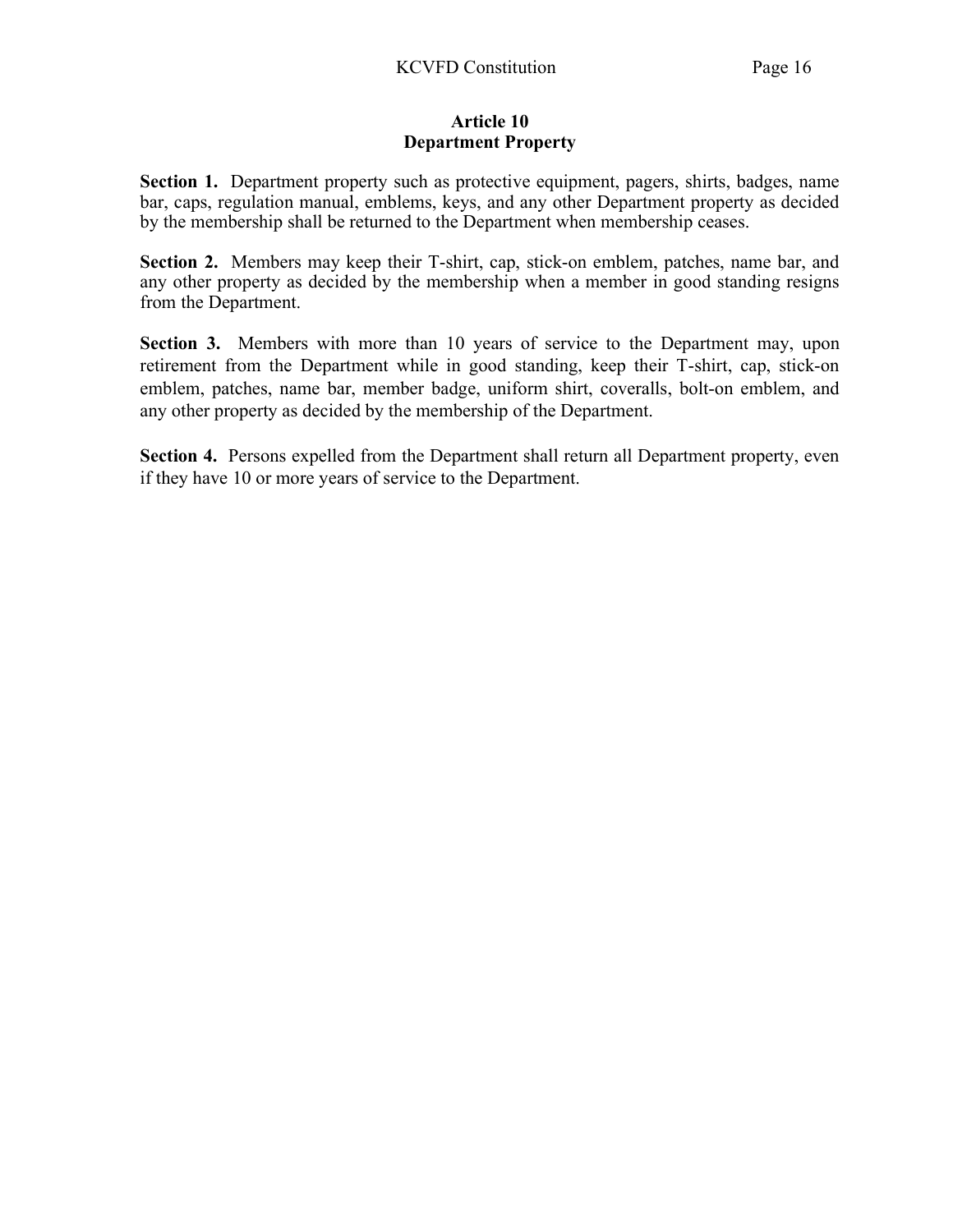## Article 10
## Department Property

**Section 1.** Department property such as protective equipment, pagers, shirts, badges, name bar, caps, regulation manual, emblems, keys, and any other Department property as decided by the membership shall be returned to the Department when membership ceases.

**Section 2.** Members may keep their T-shirt, cap, stick-on emblem, patches, name bar, and any other property as decided by the membership when a member in good standing resigns from the Department.

**Section 3.** Members with more than 10 years of service to the Department may, upon retirement from the Department while in good standing, keep their T-shirt, cap, stick-on emblem, patches, name bar, member badge, uniform shirt, coveralls, bolt-on emblem, and any other property as decided by the membership of the Department.

**Section 4.** Persons expelled from the Department shall return all Department property, even if they have 10 or more years of service to the Department.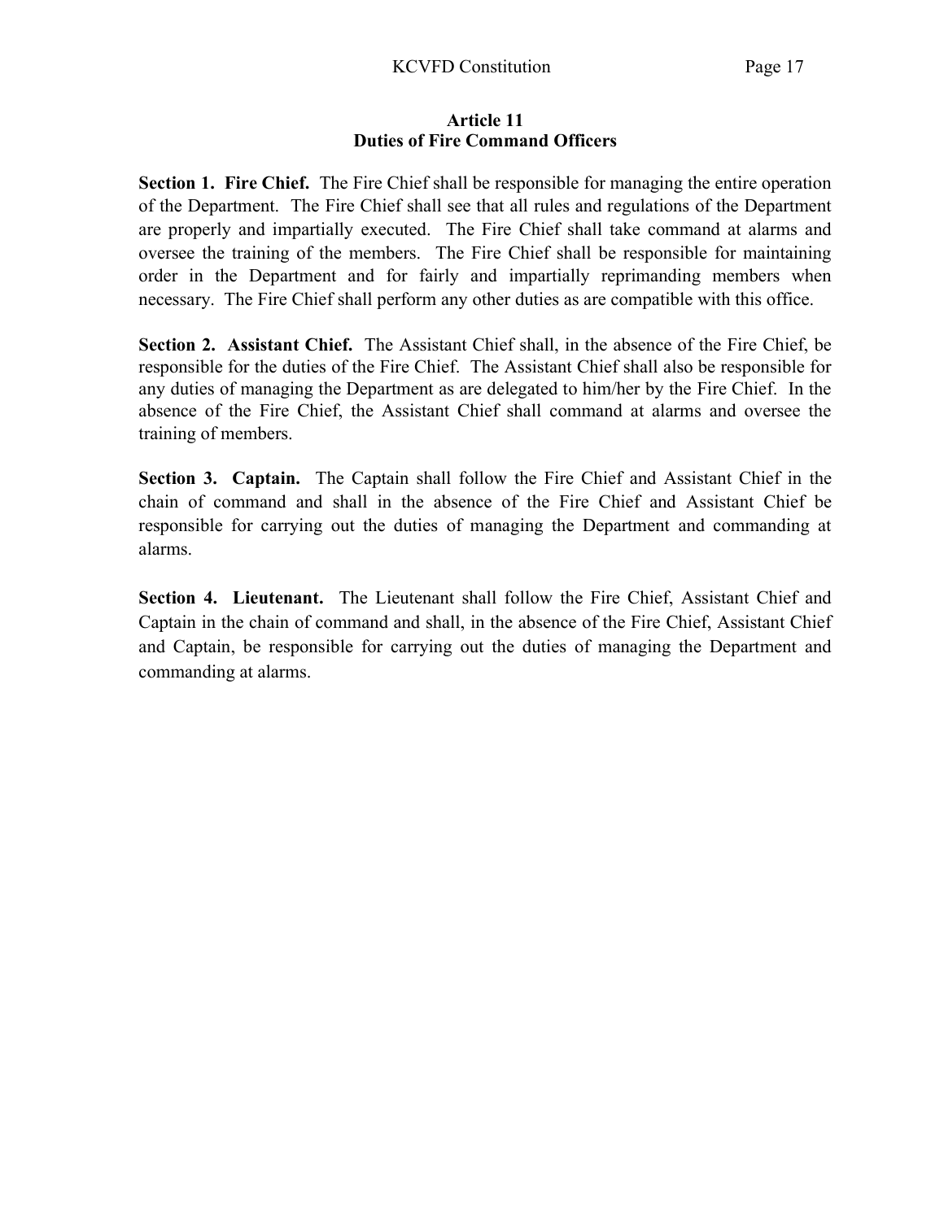## Article 11
## Duties of Fire Command Officers

**Section 1. Fire Chief.** The Fire Chief shall be responsible for managing the entire operation of the Department. The Fire Chief shall see that all rules and regulations of the Department are properly and impartially executed. The Fire Chief shall take command at alarms and oversee the training of the members. The Fire Chief shall be responsible for maintaining order in the Department and for fairly and impartially reprimanding members when necessary. The Fire Chief shall perform any other duties as are compatible with this office.

**Section 2. Assistant Chief.** The Assistant Chief shall, in the absence of the Fire Chief, be responsible for the duties of the Fire Chief. The Assistant Chief shall also be responsible for any duties of managing the Department as are delegated to him/her by the Fire Chief. In the absence of the Fire Chief, the Assistant Chief shall command at alarms and oversee the training of members.

**Section 3. Captain.** The Captain shall follow the Fire Chief and Assistant Chief in the chain of command and shall in the absence of the Fire Chief and Assistant Chief be responsible for carrying out the duties of managing the Department and commanding at alarms.

**Section 4. Lieutenant.** The Lieutenant shall follow the Fire Chief, Assistant Chief and Captain in the chain of command and shall, in the absence of the Fire Chief, Assistant Chief and Captain, be responsible for carrying out the duties of managing the Department and commanding at alarms.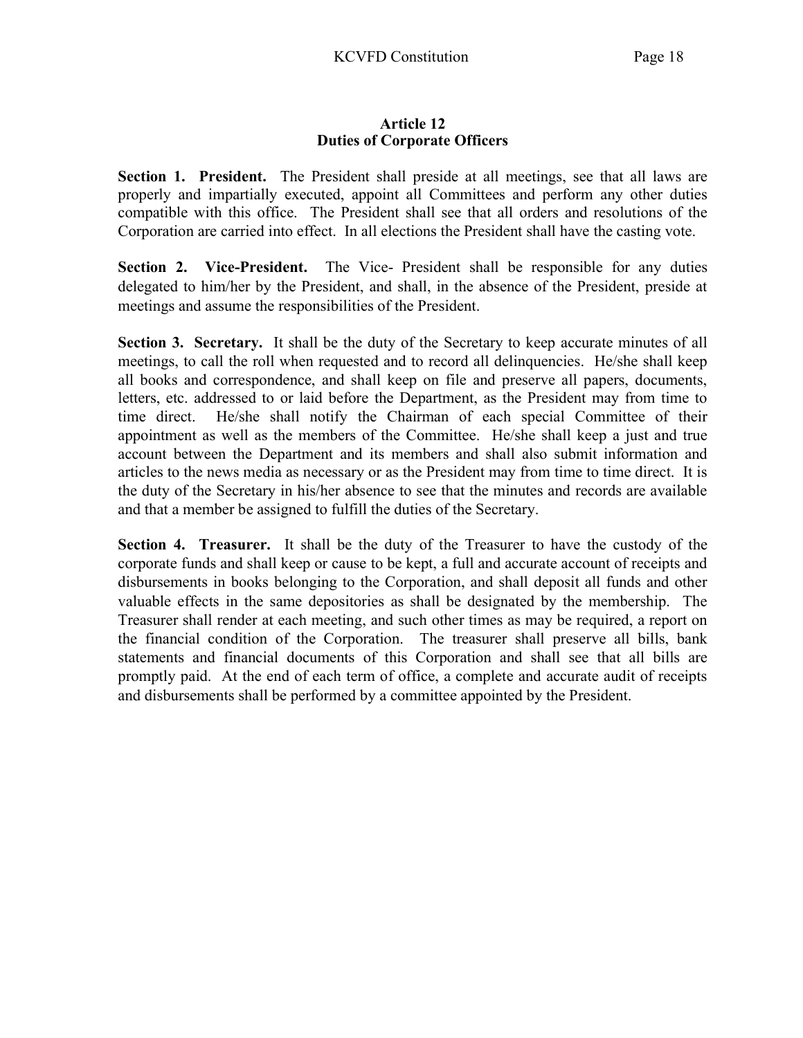## Article 12
## Duties of Corporate Officers

**Section 1. President.** The President shall preside at all meetings, see that all laws are properly and impartially executed, appoint all Committees and perform any other duties compatible with this office. The President shall see that all orders and resolutions of the Corporation are carried into effect. In all elections the President shall have the casting vote.

**Section 2. Vice-President.** The Vice- President shall be responsible for any duties delegated to him/her by the President, and shall, in the absence of the President, preside at meetings and assume the responsibilities of the President.

**Section 3. Secretary.** It shall be the duty of the Secretary to keep accurate minutes of all meetings, to call the roll when requested and to record all delinquencies. He/she shall keep all books and correspondence, and shall keep on file and preserve all papers, documents, letters, etc. addressed to or laid before the Department, as the President may from time to time direct. He/she shall notify the Chairman of each special Committee of their appointment as well as the members of the Committee. He/she shall keep a just and true account between the Department and its members and shall also submit information and articles to the news media as necessary or as the President may from time to time direct. It is the duty of the Secretary in his/her absence to see that the minutes and records are available and that a member be assigned to fulfill the duties of the Secretary.

**Section 4. Treasurer.** It shall be the duty of the Treasurer to have the custody of the corporate funds and shall keep or cause to be kept, a full and accurate account of receipts and disbursements in books belonging to the Corporation, and shall deposit all funds and other valuable effects in the same depositories as shall be designated by the membership. The Treasurer shall render at each meeting, and such other times as may be required, a report on the financial condition of the Corporation. The treasurer shall preserve all bills, bank statements and financial documents of this Corporation and shall see that all bills are promptly paid. At the end of each term of office, a complete and accurate audit of receipts and disbursements shall be performed by a committee appointed by the President.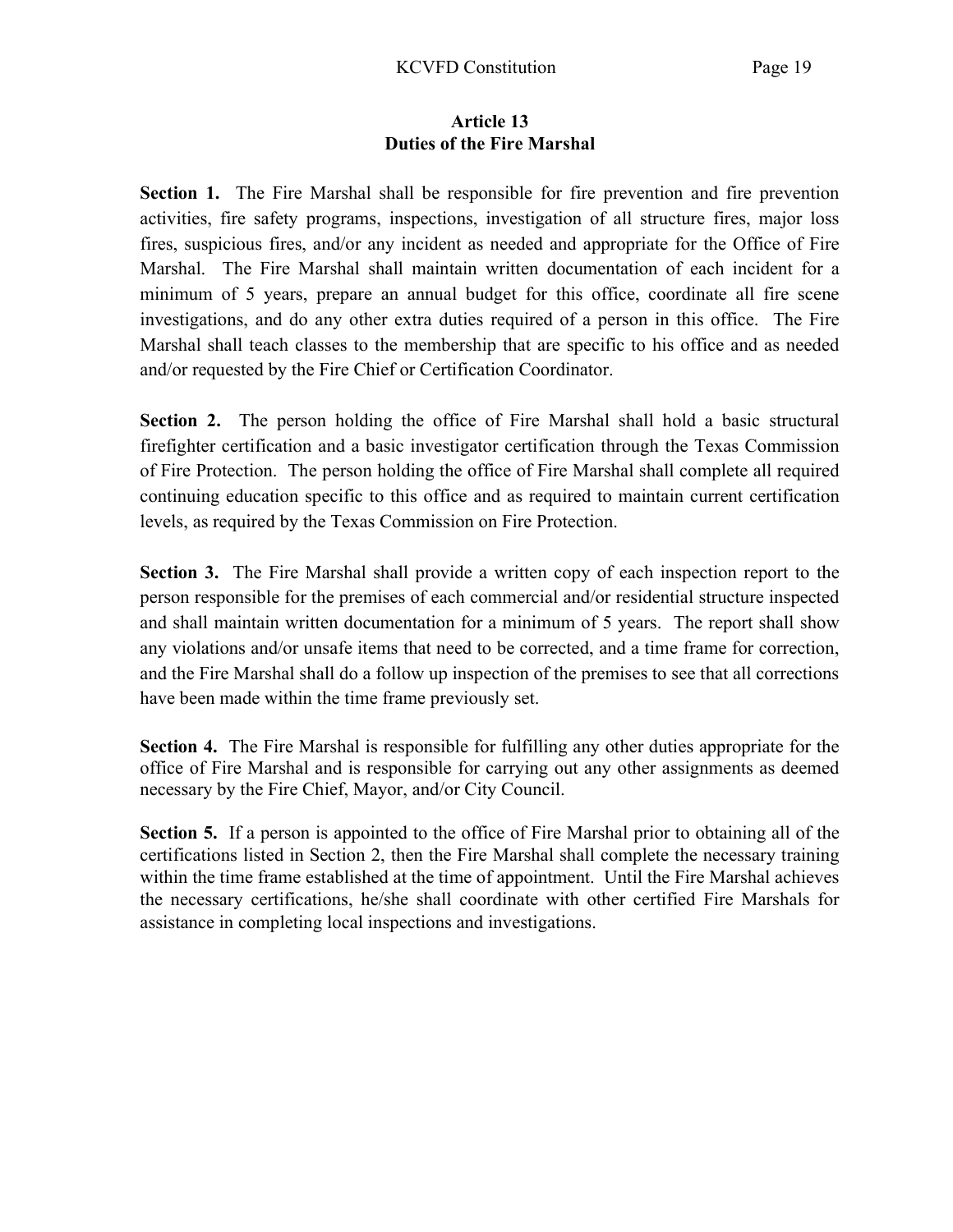## Article 13
## Duties of the Fire Marshal

**Section 1.** The Fire Marshal shall be responsible for fire prevention and fire prevention activities, fire safety programs, inspections, investigation of all structure fires, major loss fires, suspicious fires, and/or any incident as needed and appropriate for the Office of Fire Marshal. The Fire Marshal shall maintain written documentation of each incident for a minimum of 5 years, prepare an annual budget for this office, coordinate all fire scene investigations, and do any other extra duties required of a person in this office. The Fire Marshal shall teach classes to the membership that are specific to his office and as needed and/or requested by the Fire Chief or Certification Coordinator.

**Section 2.** The person holding the office of Fire Marshal shall hold a basic structural firefighter certification and a basic investigator certification through the Texas Commission of Fire Protection. The person holding the office of Fire Marshal shall complete all required continuing education specific to this office and as required to maintain current certification levels, as required by the Texas Commission on Fire Protection.

**Section 3.** The Fire Marshal shall provide a written copy of each inspection report to the person responsible for the premises of each commercial and/or residential structure inspected and shall maintain written documentation for a minimum of 5 years. The report shall show any violations and/or unsafe items that need to be corrected, and a time frame for correction, and the Fire Marshal shall do a follow up inspection of the premises to see that all corrections have been made within the time frame previously set.

**Section 4.** The Fire Marshal is responsible for fulfilling any other duties appropriate for the office of Fire Marshal and is responsible for carrying out any other assignments as deemed necessary by the Fire Chief, Mayor, and/or City Council.

**Section 5.** If a person is appointed to the office of Fire Marshal prior to obtaining all of the certifications listed in Section 2, then the Fire Marshal shall complete the necessary training within the time frame established at the time of appointment. Until the Fire Marshal achieves the necessary certifications, he/she shall coordinate with other certified Fire Marshals for assistance in completing local inspections and investigations.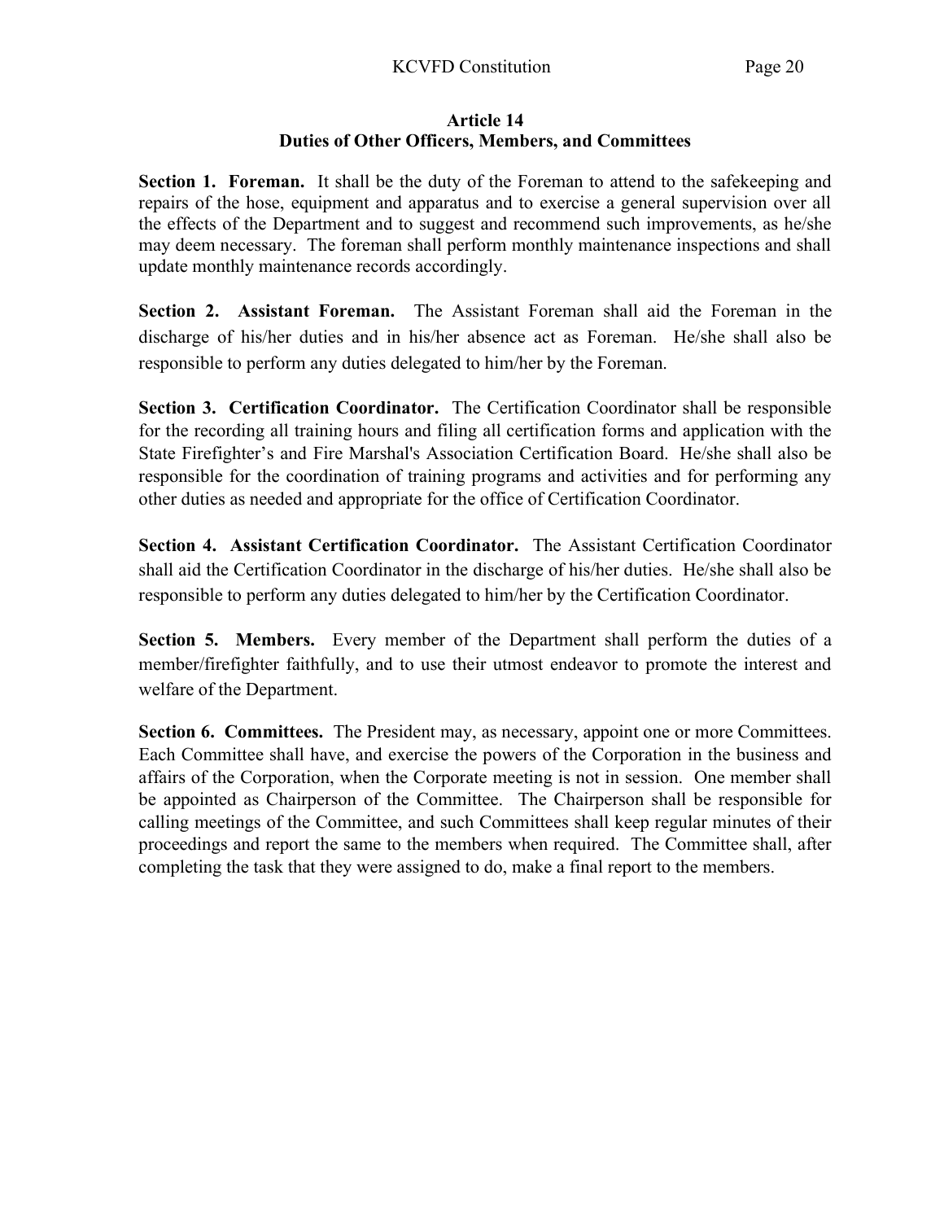## Article 14
## Duties of Other Officers, Members, and Committees

**Section 1. Foreman.** It shall be the duty of the Foreman to attend to the safekeeping and repairs of the hose, equipment and apparatus and to exercise a general supervision over all the effects of the Department and to suggest and recommend such improvements, as he/she may deem necessary. The foreman shall perform monthly maintenance inspections and shall update monthly maintenance records accordingly.

**Section 2. Assistant Foreman.** The Assistant Foreman shall aid the Foreman in the discharge of his/her duties and in his/her absence act as Foreman. He/she shall also be responsible to perform any duties delegated to him/her by the Foreman.

**Section 3. Certification Coordinator.** The Certification Coordinator shall be responsible for the recording all training hours and filing all certification forms and application with the State Firefighter's and Fire Marshal's Association Certification Board. He/she shall also be responsible for the coordination of training programs and activities and for performing any other duties as needed and appropriate for the office of Certification Coordinator.

**Section 4. Assistant Certification Coordinator.** The Assistant Certification Coordinator shall aid the Certification Coordinator in the discharge of his/her duties. He/she shall also be responsible to perform any duties delegated to him/her by the Certification Coordinator.

**Section 5. Members.** Every member of the Department shall perform the duties of a member/firefighter faithfully, and to use their utmost endeavor to promote the interest and welfare of the Department.

**Section 6. Committees.** The President may, as necessary, appoint one or more Committees. Each Committee shall have, and exercise the powers of the Corporation in the business and affairs of the Corporation, when the Corporate meeting is not in session. One member shall be appointed as Chairperson of the Committee. The Chairperson shall be responsible for calling meetings of the Committee, and such Committees shall keep regular minutes of their proceedings and report the same to the members when required. The Committee shall, after completing the task that they were assigned to do, make a final report to the members.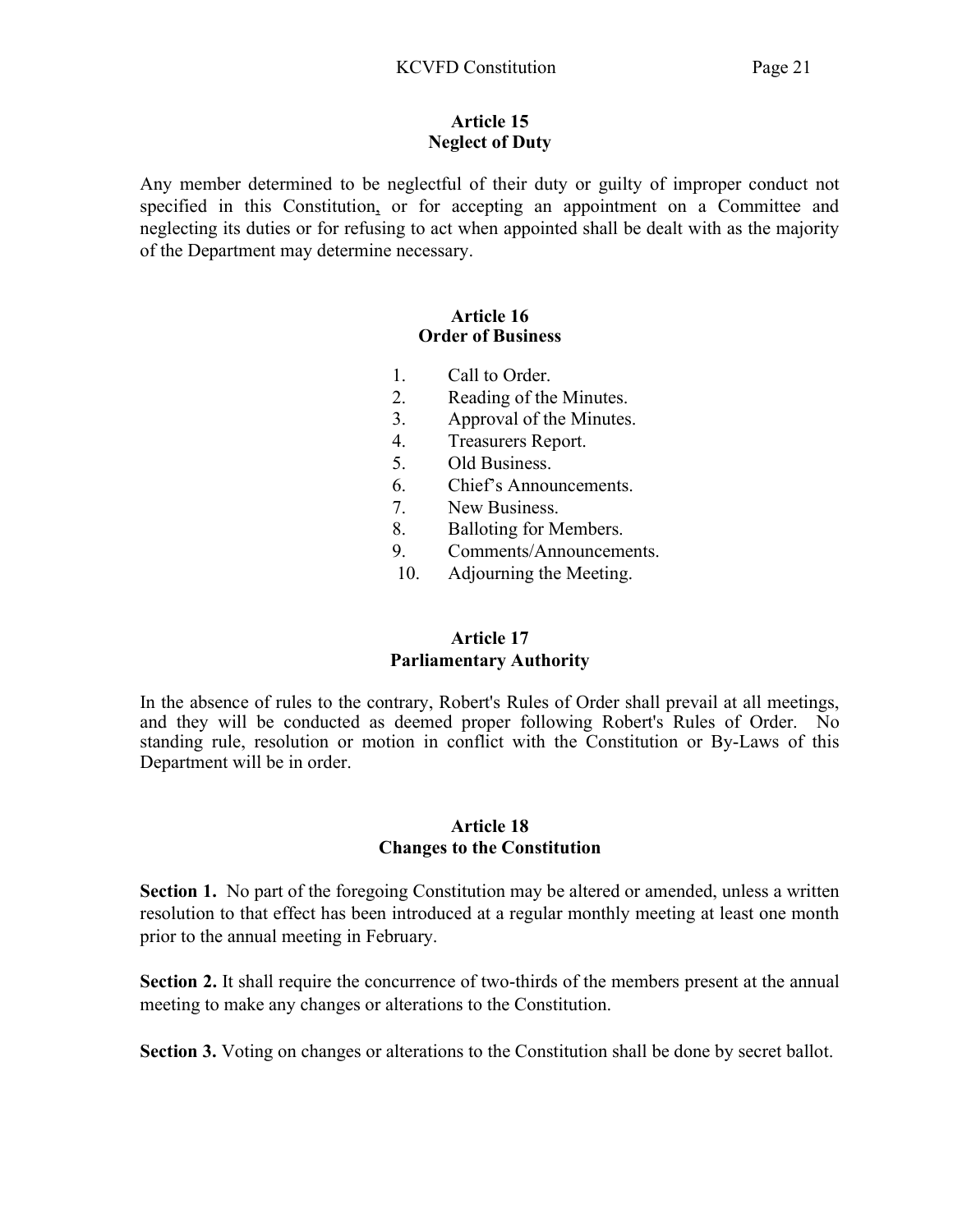## Article 15
## Neglect of Duty

Any member determined to be neglectful of their duty or guilty of improper conduct not specified in this Constitution, or for accepting an appointment on a Committee and neglecting its duties or for refusing to act when appointed shall be dealt with as the majority of the Department may determine necessary.

## Article 16
## Order of Business

1. Call to Order.
2. Reading of the Minutes.
3. Approval of the Minutes.
4. Treasurers Report.
5. Old Business.
6. Chief's Announcements.
7. New Business.
8. Balloting for Members.
9. Comments/Announcements.
10. Adjourning the Meeting.

## Article 17
## Parliamentary Authority

In the absence of rules to the contrary, Robert's Rules of Order shall prevail at all meetings, and they will be conducted as deemed proper following Robert's Rules of Order. No standing rule, resolution or motion in conflict with the Constitution or By-Laws of this Department will be in order.

## Article 18
## Changes to the Constitution

**Section 1.** No part of the foregoing Constitution may be altered or amended, unless a written resolution to that effect has been introduced at a regular monthly meeting at least one month prior to the annual meeting in February.

**Section 2.** It shall require the concurrence of two-thirds of the members present at the annual meeting to make any changes or alterations to the Constitution.

**Section 3.** Voting on changes or alterations to the Constitution shall be done by secret ballot.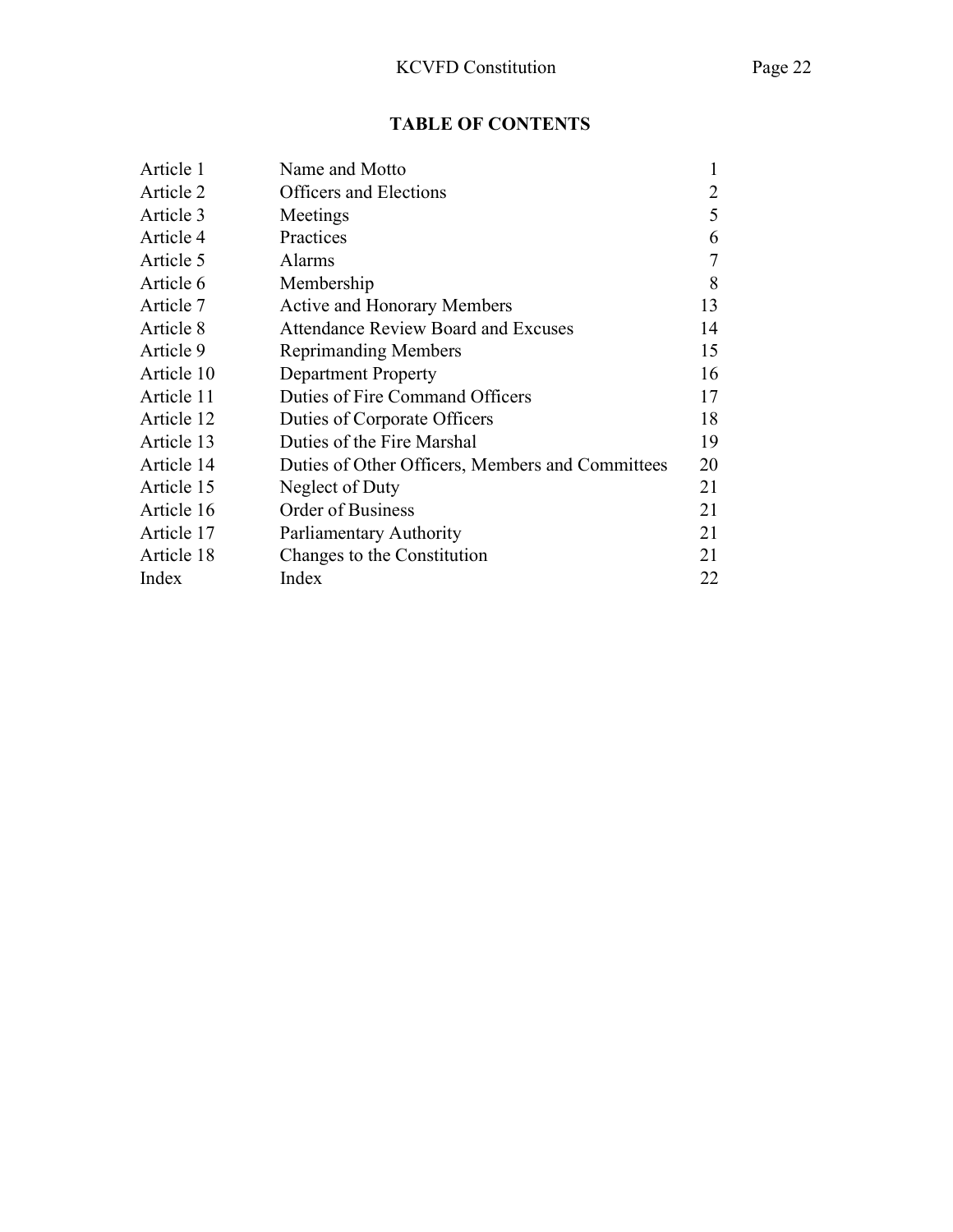## TABLE OF CONTENTS

| | | |
|---|---|---|
| Article 1 | Name and Motto | 1 |
| Article 2 | Officers and Elections | 2 |
| Article 3 | Meetings | 5 |
| Article 4 | Practices | 6 |
| Article 5 | Alarms | 7 |
| Article 6 | Membership | 8 |
| Article 7 | Active and Honorary Members | 13 |
| Article 8 | Attendance Review Board and Excuses | 14 |
| Article 9 | Reprimanding Members | 15 |
| Article 10 | Department Property | 16 |
| Article 11 | Duties of Fire Command Officers | 17 |
| Article 12 | Duties of Corporate Officers | 18 |
| Article 13 | Duties of the Fire Marshal | 19 |
| Article 14 | Duties of Other Officers, Members and Committees | 20 |
| Article 15 | Neglect of Duty | 21 |
| Article 16 | Order of Business | 21 |
| Article 17 | Parliamentary Authority | 21 |
| Article 18 | Changes to the Constitution | 21 |
| Index | Index | 22 |